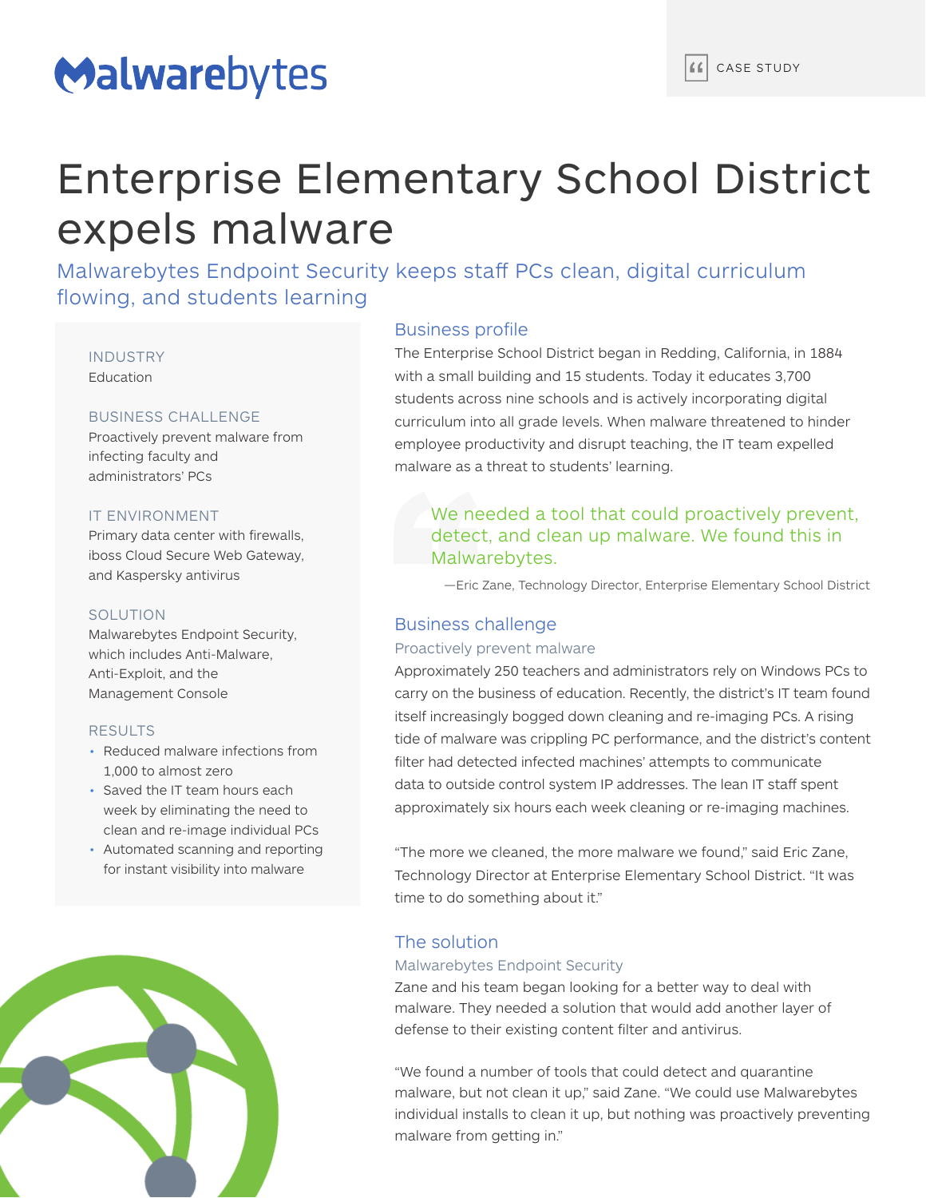Malwarebytes

CASE STUDY

# Enterprise Elementary School District expels malware

## Malwarebytes Endpoint Security keeps staff PCs clean, digital curriculum flowing, and students learning

**INDUSTRY**
Education

**BUSINESS CHALLENGE**
Proactively prevent malware from infecting faculty and administrators' PCs

**IT ENVIRONMENT**
Primary data center with firewalls, iboss Cloud Secure Web Gateway, and Kaspersky antivirus

**SOLUTION**
Malwarebytes Endpoint Security, which includes Anti-Malware, Anti-Exploit, and the Management Console

**RESULTS**

- Reduced malware infections from 1,000 to almost zero
- Saved the IT team hours each week by eliminating the need to clean and re-image individual PCs
- Automated scanning and reporting for instant visibility into malware

### Business profile

The Enterprise School District began in Redding, California, in 1884 with a small building and 15 students. Today it educates 3,700 students across nine schools and is actively incorporating digital curriculum into all grade levels. When malware threatened to hinder employee productivity and disrupt teaching, the IT team expelled malware as a threat to students' learning.

> We needed a tool that could proactively prevent, detect, and clean up malware. We found this in Malwarebytes.
>
> —Eric Zane, Technology Director, Enterprise Elementary School District

### Business challenge

#### Proactively prevent malware

Approximately 250 teachers and administrators rely on Windows PCs to carry on the business of education. Recently, the district's IT team found itself increasingly bogged down cleaning and re-imaging PCs. A rising tide of malware was crippling PC performance, and the district's content filter had detected infected machines' attempts to communicate data to outside control system IP addresses. The lean IT staff spent approximately six hours each week cleaning or re-imaging machines.

"The more we cleaned, the more malware we found," said Eric Zane, Technology Director at Enterprise Elementary School District. "It was time to do something about it."

### The solution

#### Malwarebytes Endpoint Security

Zane and his team began looking for a better way to deal with malware. They needed a solution that would add another layer of defense to their existing content filter and antivirus.

"We found a number of tools that could detect and quarantine malware, but not clean it up," said Zane. "We could use Malwarebytes individual installs to clean it up, but nothing was proactively preventing malware from getting in."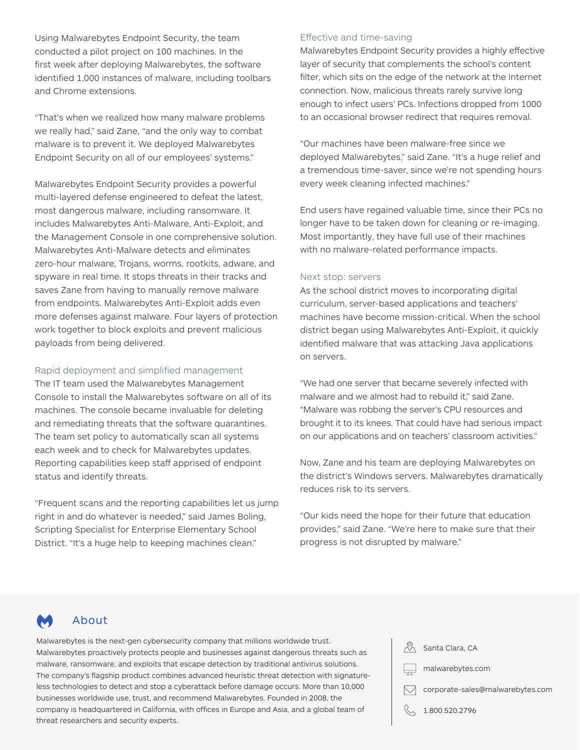Using Malwarebytes Endpoint Security, the team conducted a pilot project on 100 machines. In the first week after deploying Malwarebytes, the software identified 1,000 instances of malware, including toolbars and Chrome extensions.

"That's when we realized how many malware problems we really had," said Zane, "and the only way to combat malware is to prevent it. We deployed Malwarebytes Endpoint Security on all of our employees' systems."

Malwarebytes Endpoint Security provides a powerful multi-layered defense engineered to defeat the latest, most dangerous malware, including ransomware. It includes Malwarebytes Anti-Malware, Anti-Exploit, and the Management Console in one comprehensive solution. Malwarebytes Anti-Malware detects and eliminates zero-hour malware, Trojans, worms, rootkits, adware, and spyware in real time. It stops threats in their tracks and saves Zane from having to manually remove malware from endpoints. Malwarebytes Anti-Exploit adds even more defenses against malware. Four layers of protection work together to block exploits and prevent malicious payloads from being delivered.

### Rapid deployment and simplified management

The IT team used the Malwarebytes Management Console to install the Malwarebytes software on all of its machines. The console became invaluable for deleting and remediating threats that the software quarantines. The team set policy to automatically scan all systems each week and to check for Malwarebytes updates. Reporting capabilities keep staff apprised of endpoint status and identify threats.

"Frequent scans and the reporting capabilities let us jump right in and do whatever is needed," said James Boling, Scripting Specialist for Enterprise Elementary School District. "It's a huge help to keeping machines clean."

### Effective and time-saving

Malwarebytes Endpoint Security provides a highly effective layer of security that complements the school's content filter, which sits on the edge of the network at the Internet connection. Now, malicious threats rarely survive long enough to infect users' PCs. Infections dropped from 1000 to an occasional browser redirect that requires removal.

"Our machines have been malware-free since we deployed Malwarebytes," said Zane. "It's a huge relief and a tremendous time-saver, since we're not spending hours every week cleaning infected machines."

End users have regained valuable time, since their PCs no longer have to be taken down for cleaning or re-imaging. Most importantly, they have full use of their machines with no malware-related performance impacts.

### Next stop: servers

As the school district moves to incorporating digital curriculum, server-based applications and teachers' machines have become mission-critical. When the school district began using Malwarebytes Anti-Exploit, it quickly identified malware that was attacking Java applications on servers.

"We had one server that became severely infected with malware and we almost had to rebuild it," said Zane. "Malware was robbing the server's CPU resources and brought it to its knees. That could have had serious impact on our applications and on teachers' classroom activities."

Now, Zane and his team are deploying Malwarebytes on the district's Windows servers. Malwarebytes dramatically reduces risk to its servers.

"Our kids need the hope for their future that education provides," said Zane. "We're here to make sure that their progress is not disrupted by malware."

## About

Malwarebytes is the next-gen cybersecurity company that millions worldwide trust. Malwarebytes proactively protects people and businesses against dangerous threats such as malware, ransomware, and exploits that escape detection by traditional antivirus solutions. The company's flagship product combines advanced heuristic threat detection with signature-less technologies to detect and stop a cyberattack before damage occurs. More than 10,000 businesses worldwide use, trust, and recommend Malwarebytes. Founded in 2008, the company is headquartered in California, with offices in Europe and Asia, and a global team of threat researchers and security experts.

Santa Clara, CA

malwarebytes.com

corporate-sales@malwarebytes.com

1.800.520.2796